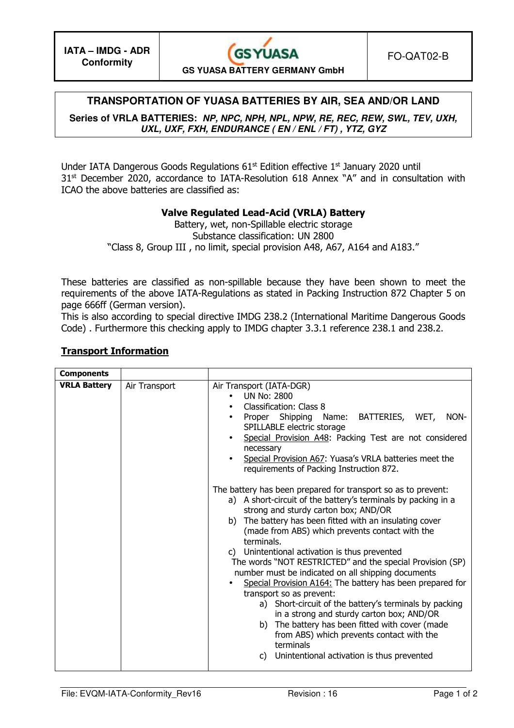| IATA – IMDG - ADR Conformity | GS YUASA BATTERY GERMANY GmbH | FO-QAT02-B |
|---|---|---|

## TRANSPORTATION OF YUASA BATTERIES BY AIR, SEA AND/OR LAND

**Series of VRLA BATTERIES:** ***NP, NPC, NPH, NPL, NPW, RE, REC, REW, SWL, TEV, UXH, UXL, UXF, FXH, ENDURANCE ( EN / ENL / FT) , YTZ, GYZ***

Under IATA Dangerous Goods Regulations 61st Edition effective 1st January 2020 until 31st December 2020, accordance to IATA-Resolution 618 Annex "A" and in consultation with ICAO the above batteries are classified as:

**Valve Regulated Lead-Acid (VRLA) Battery**

Battery, wet, non-Spillable electric storage

Substance classification: UN 2800

"Class 8, Group III , no limit, special provision A48, A67, A164 and A183."

These batteries are classified as non-spillable because they have been shown to meet the requirements of the above IATA-Regulations as stated in Packing Instruction 872 Chapter 5 on page 666ff (German version).

This is also according to special directive IMDG 238.2 (International Maritime Dangerous Goods Code) . Furthermore this checking apply to IMDG chapter 3.3.1 reference 238.1 and 238.2.

## Transport Information

| Components | | |
|---|---|---|
| **VRLA Battery** | Air Transport | Air Transport (IATA-DGR)<br>• UN No: 2800<br>• Classification: Class 8<br>• Proper Shipping Name: BATTERIES, WET, NON-SPILLABLE electric storage<br>• Special Provision A48: Packing Test are not considered necessary<br>• Special Provision A67: Yuasa's VRLA batteries meet the requirements of Packing Instruction 872.<br><br>The battery has been prepared for transport so as to prevent:<br>a) A short-circuit of the battery's terminals by packing in a strong and sturdy carton box; AND/OR<br>b) The battery has been fitted with an insulating cover (made from ABS) which prevents contact with the terminals.<br>c) Unintentional activation is thus prevented<br>The words "NOT RESTRICTED" and the special Provision (SP) number must be indicated on all shipping documents<br>• Special Provision A164: The battery has been prepared for transport so as prevent:<br>a) Short-circuit of the battery's terminals by packing in a strong and sturdy carton box; AND/OR<br>b) The battery has been fitted with cover (made from ABS) which prevents contact with the terminals<br>c) Unintentional activation is thus prevented |

File: EVQM-IATA-Conformity_Rev16 | Revision : 16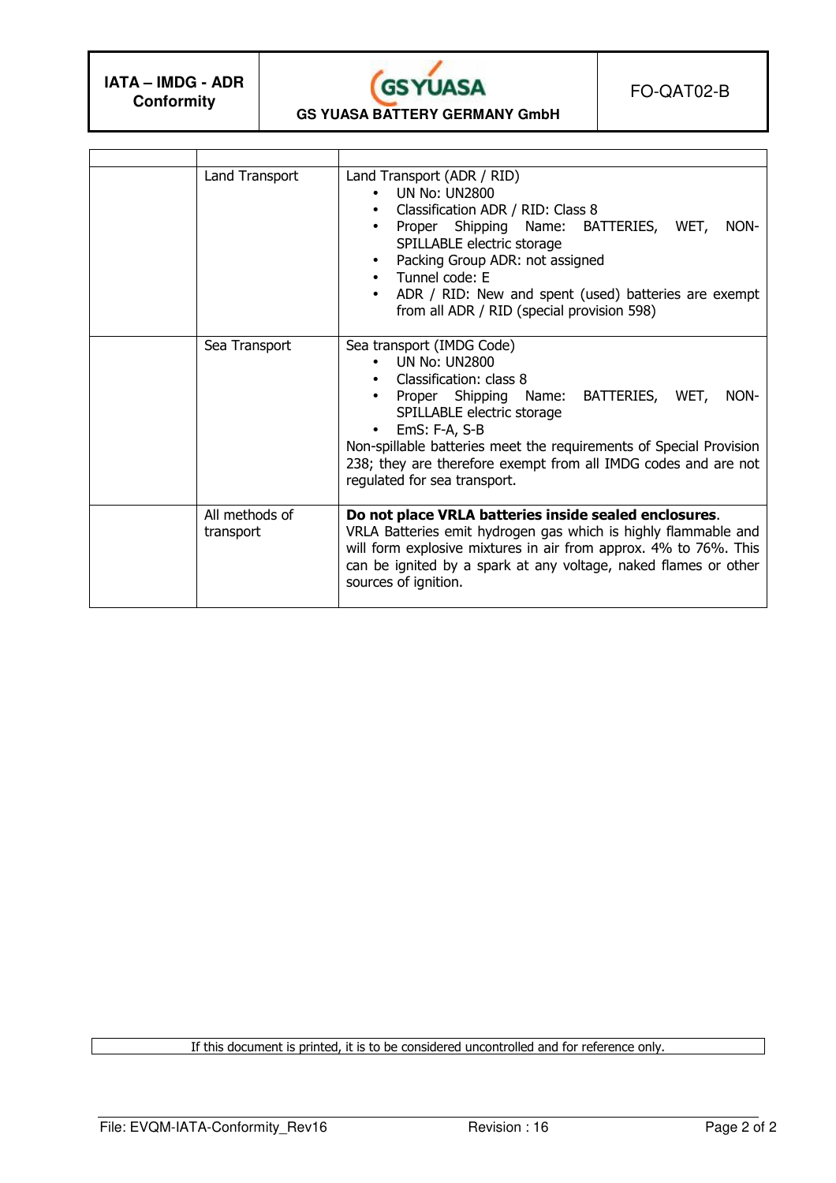| | | |
|---|---|---|
| | Land Transport | Land Transport (ADR / RID)<br>• UN No: UN2800<br>• Classification ADR / RID: Class 8<br>• Proper Shipping Name: BATTERIES, WET, NON-SPILLABLE electric storage<br>• Packing Group ADR: not assigned<br>• Tunnel code: E<br>• ADR / RID: New and spent (used) batteries are exempt from all ADR / RID (special provision 598) |
| | Sea Transport | Sea transport (IMDG Code)<br>• UN No: UN2800<br>• Classification: class 8<br>• Proper Shipping Name: BATTERIES, WET, NON-SPILLABLE electric storage<br>• EmS: F-A, S-B<br>Non-spillable batteries meet the requirements of Special Provision 238; they are therefore exempt from all IMDG codes and are not regulated for sea transport. |
| | All methods of transport | **Do not place VRLA batteries inside sealed enclosures**.<br>VRLA Batteries emit hydrogen gas which is highly flammable and will form explosive mixtures in air from approx. 4% to 76%. This can be ignited by a spark at any voltage, naked flames or other sources of ignition. |

If this document is printed, it is to be considered uncontrolled and for reference only.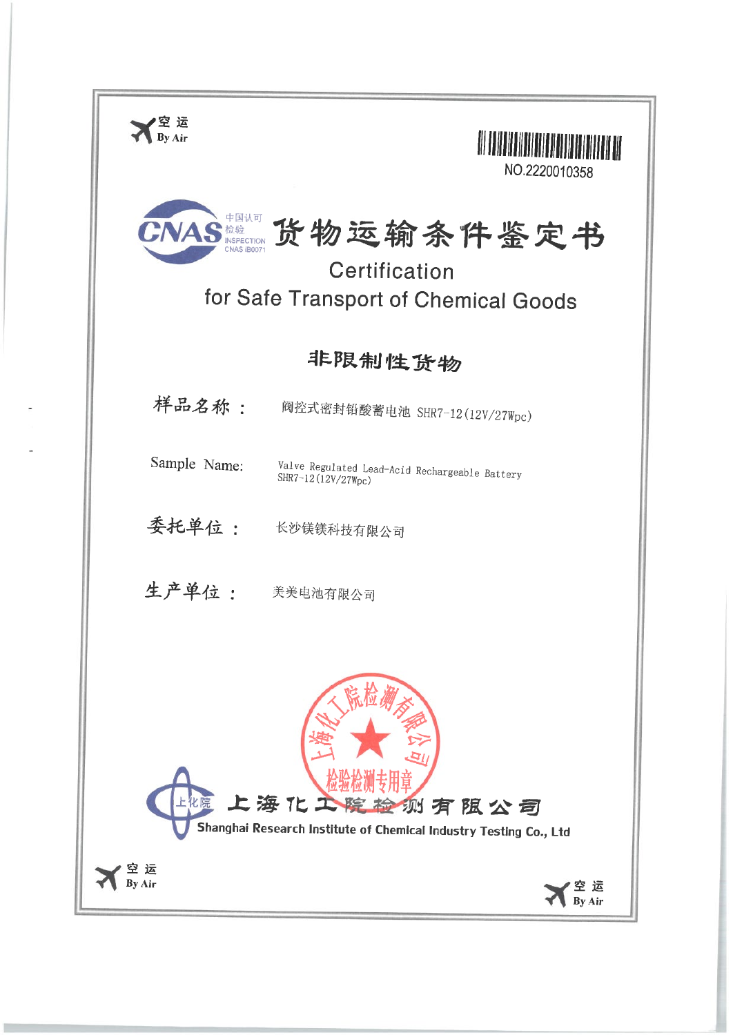空 运
By Air

NO.2220010358

CNAS 中国认可 检验 INSPECTION CNAS IB0071

# 货物运输条件鉴定书

## Certification for Safe Transport of Chemical Goods

### 非限制性货物

**样品名称：** 阀控式密封铅酸蓄电池 SHR7-12(12V/27Wpc)

**Sample Name:** Valve Regulated Lead-Acid Rechargeable Battery SHR7-12(12V/27Wpc)

**委托单位：** 长沙镁镁科技有限公司

**生产单位：** 美美电池有限公司

上海化工院检测有限公司 检验检测专用章

**上海化工院检测有限公司**

Shanghai Research Institute of Chemical Industry Testing Co., Ltd

空 运
By Air

空 运
By Air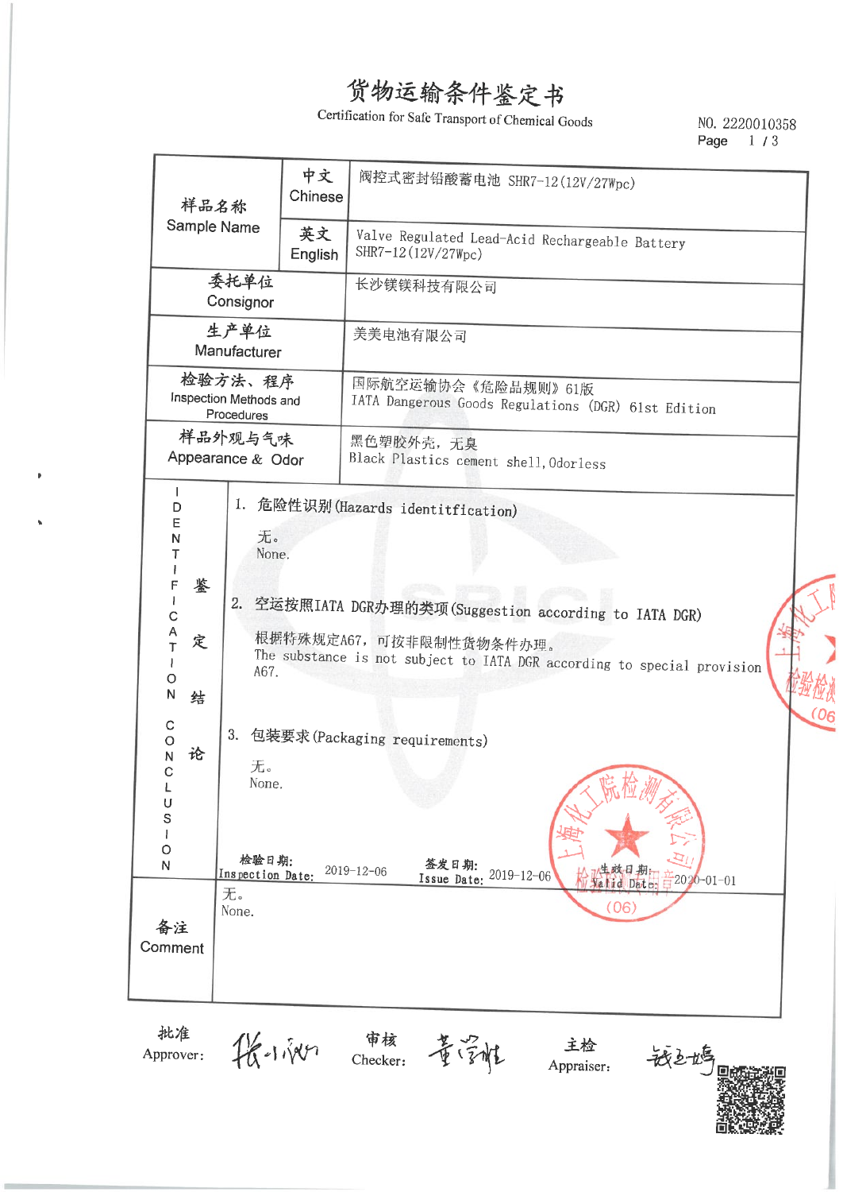# 货物运输条件鉴定书

Certification for Safe Transport of Chemical Goods

NO. 2220010358

| 样品名称 Sample Name | 中文 Chinese | 阀控式密封铅酸蓄电池 SHR7-12(12V/27Wpc) |
|---|---|---|
| | 英文 English | Valve Regulated Lead-Acid Rechargeable Battery SHR7-12(12V/27Wpc) |
| 委托单位 Consignor | | 长沙镁镁科技有限公司 |
| 生产单位 Manufacturer | | 美美电池有限公司 |
| 检验方法、程序 Inspection Methods and Procedures | | 国际航空运输协会《危险品规则》61版<br>IATA Dangerous Goods Regulations (DGR) 61st Edition |
| 样品外观与气味 Appearance & Odor | | 黑色塑胶外壳，无臭<br>Black Plastics cement shell,Odorless |

**鉴定结论 IDENTIFICATION CONCLUSION**

1. 危险性识别(Hazards identitfication)

   无。
   None.

2. 空运按照IATA DGR办理的类项(Suggestion according to IATA DGR)

   根据特殊规定A67，可按非限制性货物条件办理。
   The substance is not subject to IATA DGR according to special provision A67.

3. 包装要求(Packaging requirements)

   无。
   None.

检验日期: Inspection Date: 2019-12-06　　签发日期: Issue Date: 2019-12-06　　生效日期: Valid Date: 2020-01-01

**备注 Comment**

无。
None.

批准 Approver: 　　审核 Checker: 　　主检 Appraiser: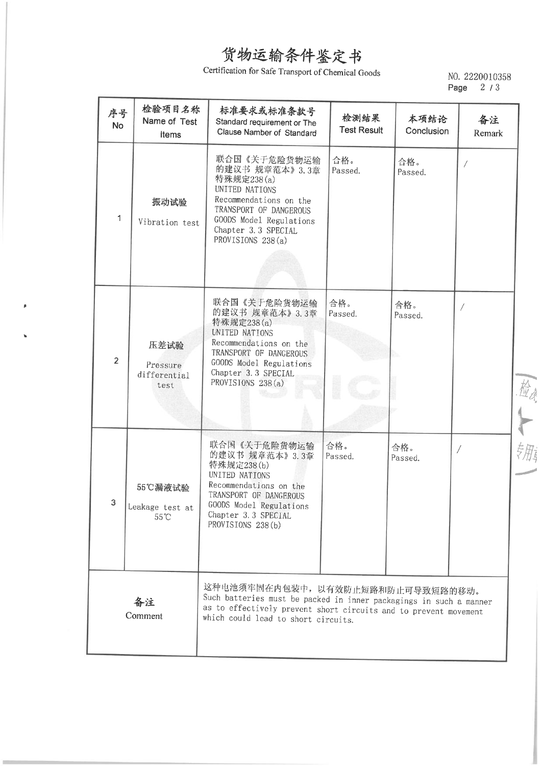# 货物运输条件鉴定书

Certification for Safe Transport of Chemical Goods

NO. 2220010358

| 序号 No | 检验项目名称 Name of Test Items | 标准要求或标准条款号 Standard requirement or The Clause Namber of Standard | 检测结果 Test Result | 本项结论 Conclusion | 备注 Remark |
|---|---|---|---|---|---|
| 1 | 振动试验 Vibration test | 联合国《关于危险货物运输的建议书 规章范本》3.3章特殊规定238(a) UNITED NATIONS Recommendations on the TRANSPORT OF DANGEROUS GOODS Model Regulations Chapter 3.3 SPECIAL PROVISIONS 238(a) | 合格。Passed. | 合格。Passed. | / |
| 2 | 压差试验 Pressure differential test | 联合国《关于危险货物运输的建议书 规章范本》3.3章特殊规定238(a) UNITED NATIONS Recommendations on the TRANSPORT OF DANGEROUS GOODS Model Regulations Chapter 3.3 SPECIAL PROVISIONS 238(a) | 合格。Passed. | 合格。Passed. | / |
| 3 | 55℃漏液试验 Leakage test at 55℃ | 联合国《关于危险货物运输的建议书 规章范本》3.3章特殊规定238(b) UNITED NATIONS Recommendations on the TRANSPORT OF DANGEROUS GOODS Model Regulations Chapter 3.3 SPECIAL PROVISIONS 238(b) | 合格。Passed. | 合格。Passed. | / |
| 备注 Comment | 这种电池须牢固在内包装中，以有效防止短路和防止可导致短路的移动。Such batteries must be packed in inner packagings in such a manner as to effectively prevent short circuits and to prevent movement which could lead to short circuits. | | | | |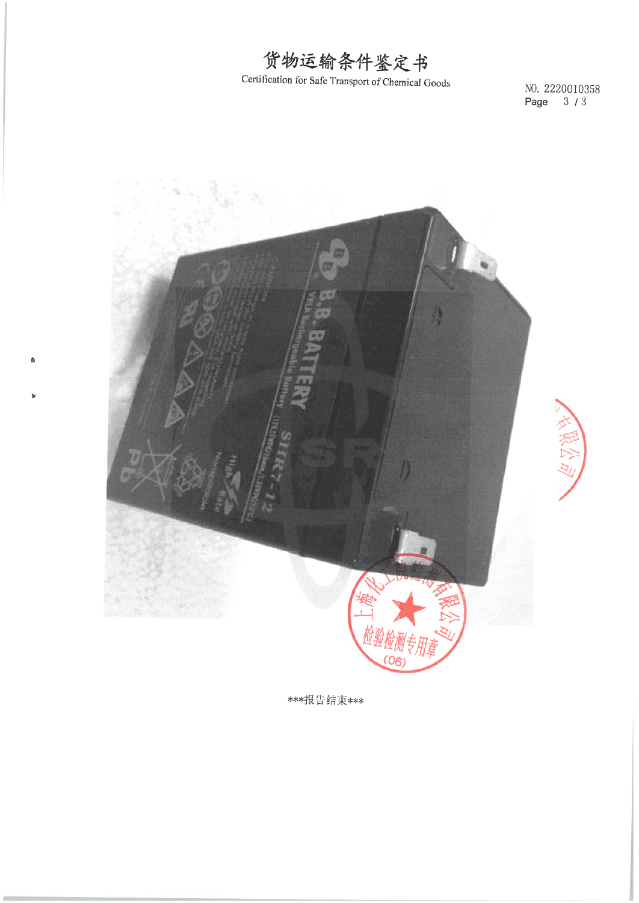# 货物运输条件鉴定书

Certification for Safe Transport of Chemical Goods

NO. 2220010358

***报告结束***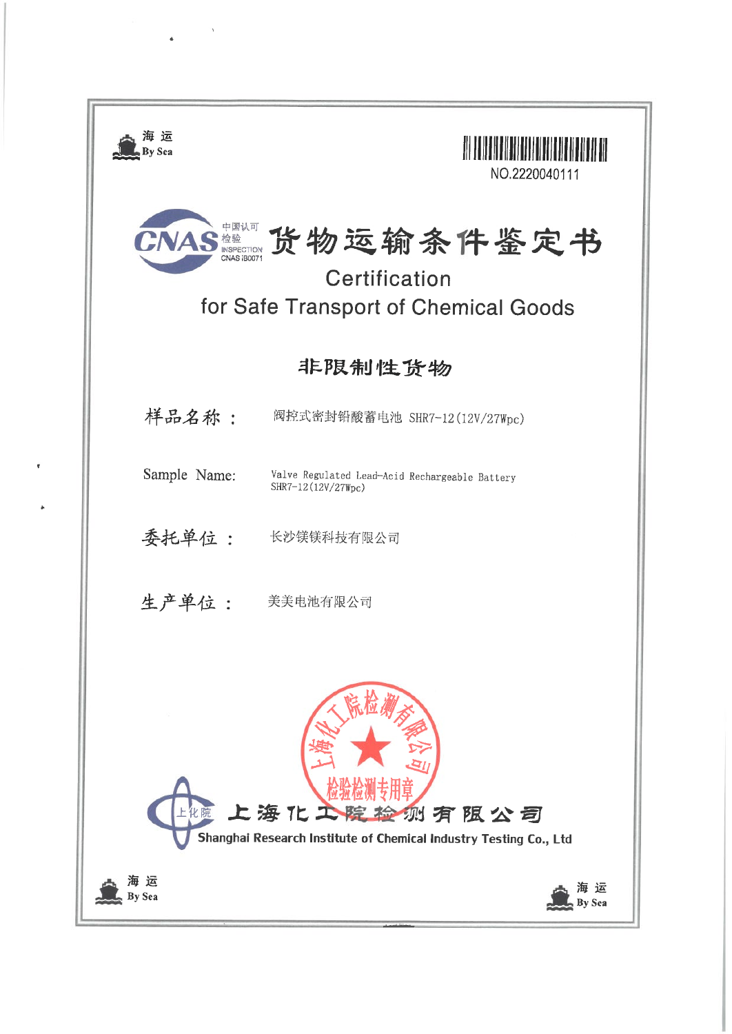海 运
By Sea

NO.2220040111

中国认可
检验
INSPECTION
CNAS IB0071

# 货物运输条件鉴定书

## Certification for Safe Transport of Chemical Goods

### 非限制性货物

样品名称： 阀控式密封铅酸蓄电池 SHR7-12(12V/27Wpc)

Sample Name: Valve Regulated Lead-Acid Rechargeable Battery SHR7-12(12V/27Wpc)

委托单位： 长沙镁镁科技有限公司

生产单位： 美美电池有限公司

上海化工院检测有限公司 检验检测专用章

上海化工院检测有限公司
Shanghai Research Institute of Chemical Industry Testing Co., Ltd

海 运
By Sea

海 运
By Sea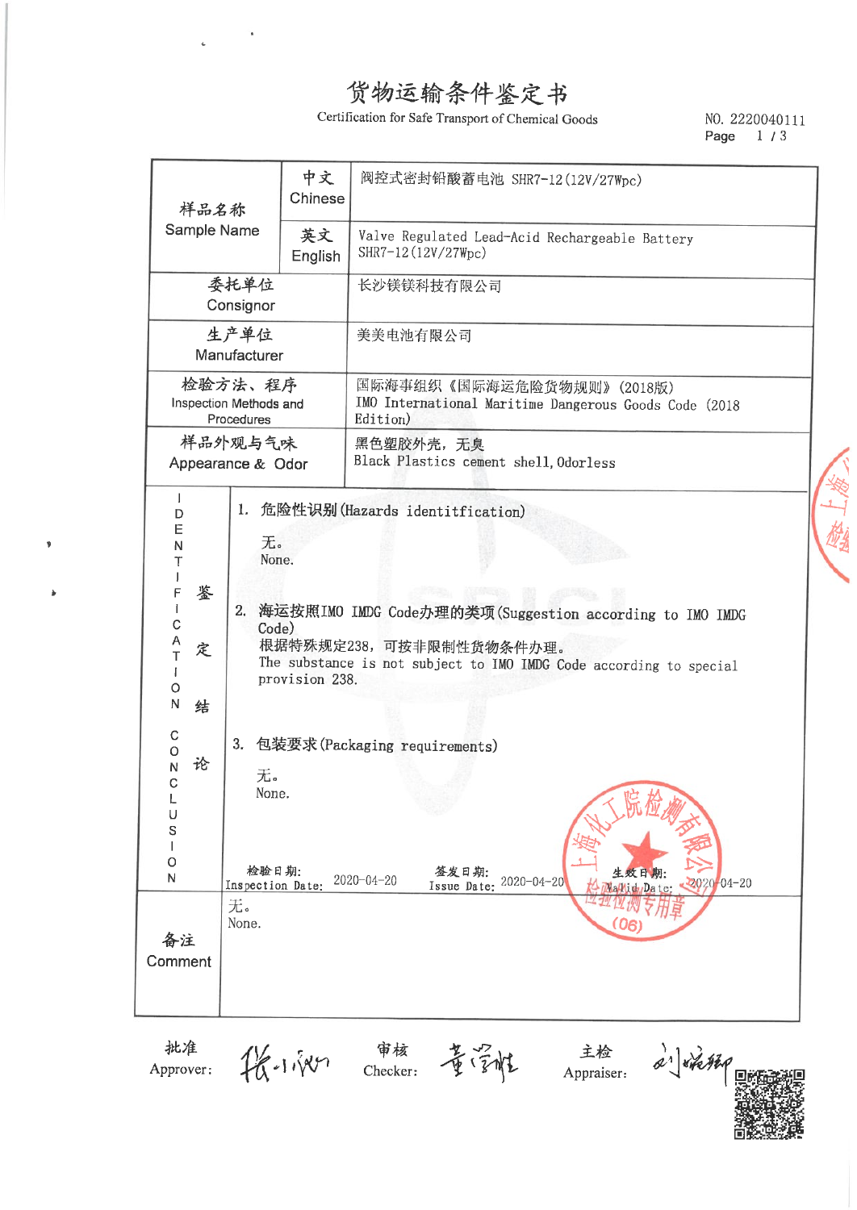# 货物运输条件鉴定书

Certification for Safe Transport of Chemical Goods

NO. 2220040111

| 样品名称 Sample Name | 中文 Chinese | 阀控式密封铅酸蓄电池 SHR7-12(12V/27Wpc) |
|---|---|---|
| | 英文 English | Valve Regulated Lead-Acid Rechargeable Battery SHR7-12(12V/27Wpc) |
| 委托单位 Consignor | | 长沙镁镁科技有限公司 |
| 生产单位 Manufacturer | | 美美电池有限公司 |
| 检验方法、程序 Inspection Methods and Procedures | | 国际海事组织《国际海运危险货物规则》(2018版) IMO International Maritime Dangerous Goods Code (2018 Edition) |
| 样品外观与气味 Appearance & Odor | | 黑色塑胶外壳，无臭 Black Plastics cement shell, Odorless |

**鉴定结论 IDENTIFICATION CONCLUSION**

1. 危险性识别(Hazards identitfication)

   无。
   None.

2. 海运按照IMO IMDG Code办理的类项(Suggestion according to IMO IMDG Code)

   根据特殊规定238，可按非限制性货物条件办理。
   The substance is not subject to IMO IMDG Code according to special provision 238.

3. 包装要求(Packaging requirements)

   无。
   None.

检验日期: Inspection Date: 2020-04-20　签发日期: Issue Date: 2020-04-20　生效日期: Valid Date: 2020-04-20

**备注 Comment**

无。
None.

批准 Approver: 张小驰　审核 Checker: 董学胜　主检 Appraiser: 刘晓卿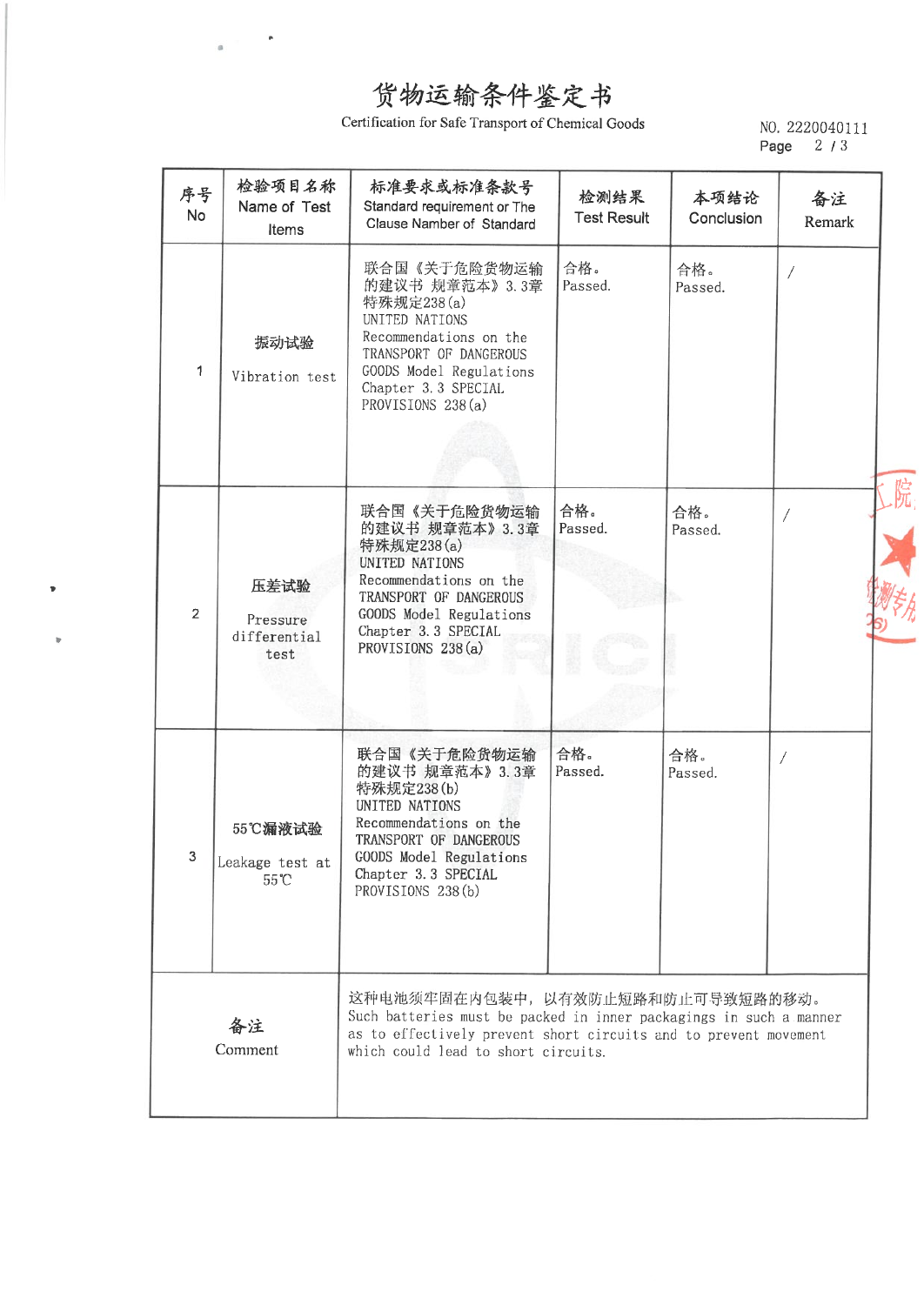# 货物运输条件鉴定书

Certification for Safe Transport of Chemical Goods

NO. 2220040111

| 序号 No | 检验项目名称 Name of Test Items | 标准要求或标准条款号 Standard requirement or The Clause Namber of Standard | 检测结果 Test Result | 本项结论 Conclusion | 备注 Remark |
|---|---|---|---|---|---|
| 1 | 振动试验 Vibration test | 联合国《关于危险货物运输的建议书 规章范本》3.3章特殊规定238(a) UNITED NATIONS Recommendations on the TRANSPORT OF DANGEROUS GOODS Model Regulations Chapter 3.3 SPECIAL PROVISIONS 238(a) | 合格。Passed. | 合格。Passed. | / |
| 2 | 压差试验 Pressure differential test | 联合国《关于危险货物运输的建议书 规章范本》3.3章特殊规定238(a) UNITED NATIONS Recommendations on the TRANSPORT OF DANGEROUS GOODS Model Regulations Chapter 3.3 SPECIAL PROVISIONS 238(a) | 合格。Passed. | 合格。Passed. | / |
| 3 | 55℃漏液试验 Leakage test at 55℃ | 联合国《关于危险货物运输的建议书 规章范本》3.3章特殊规定238(b) UNITED NATIONS Recommendations on the TRANSPORT OF DANGEROUS GOODS Model Regulations Chapter 3.3 SPECIAL PROVISIONS 238(b) | 合格。Passed. | 合格。Passed. | / |
| 备注 Comment | 这种电池须牢固在内包装中，以有效防止短路和防止可导致短路的移动。Such batteries must be packed in inner packagings in such a manner as to effectively prevent short circuits and to prevent movement which could lead to short circuits. | | | | |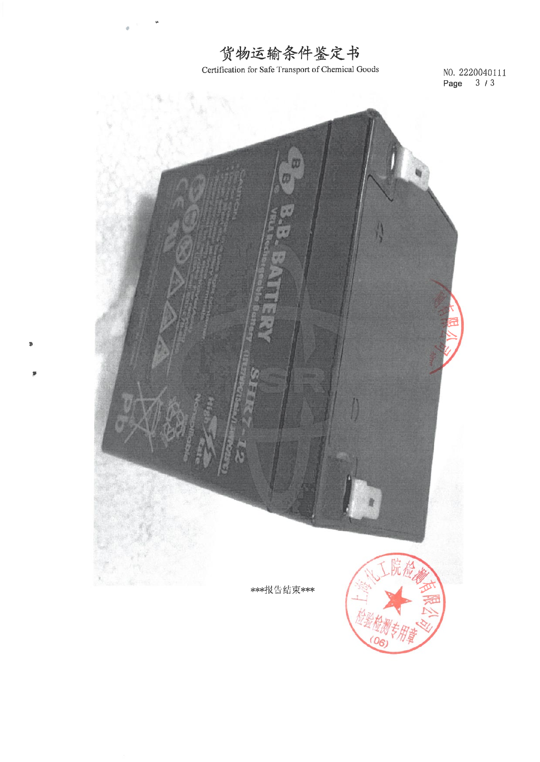# 货物运输条件鉴定书

Certification for Safe Transport of Chemical Goods

NO. 2220040111

***报告结束***